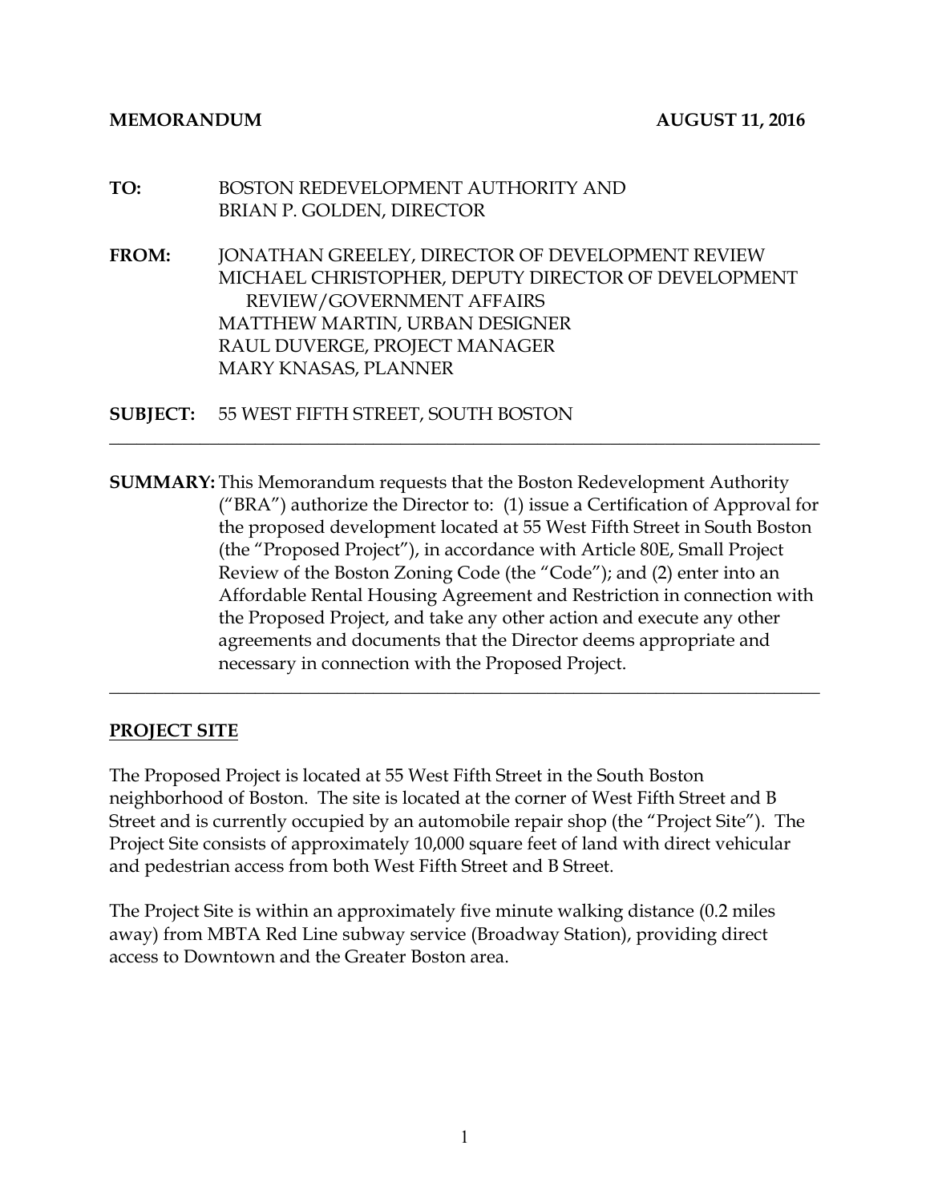**MEMORANDUM** **AUGUST 11, 2016**

**TO:** BOSTON REDEVELOPMENT AUTHORITY AND
BRIAN P. GOLDEN, DIRECTOR

**FROM:** JONATHAN GREELEY, DIRECTOR OF DEVELOPMENT REVIEW
MICHAEL CHRISTOPHER, DEPUTY DIRECTOR OF DEVELOPMENT REVIEW/GOVERNMENT AFFAIRS
MATTHEW MARTIN, URBAN DESIGNER
RAUL DUVERGE, PROJECT MANAGER
MARY KNASAS, PLANNER

**SUBJECT:** 55 WEST FIFTH STREET, SOUTH BOSTON

---

**SUMMARY:** This Memorandum requests that the Boston Redevelopment Authority ("BRA") authorize the Director to: (1) issue a Certification of Approval for the proposed development located at 55 West Fifth Street in South Boston (the "Proposed Project"), in accordance with Article 80E, Small Project Review of the Boston Zoning Code (the "Code"); and (2) enter into an Affordable Rental Housing Agreement and Restriction in connection with the Proposed Project, and take any other action and execute any other agreements and documents that the Director deems appropriate and necessary in connection with the Proposed Project.

---

## PROJECT SITE

The Proposed Project is located at 55 West Fifth Street in the South Boston neighborhood of Boston. The site is located at the corner of West Fifth Street and B Street and is currently occupied by an automobile repair shop (the "Project Site"). The Project Site consists of approximately 10,000 square feet of land with direct vehicular and pedestrian access from both West Fifth Street and B Street.

The Project Site is within an approximately five minute walking distance (0.2 miles away) from MBTA Red Line subway service (Broadway Station), providing direct access to Downtown and the Greater Boston area.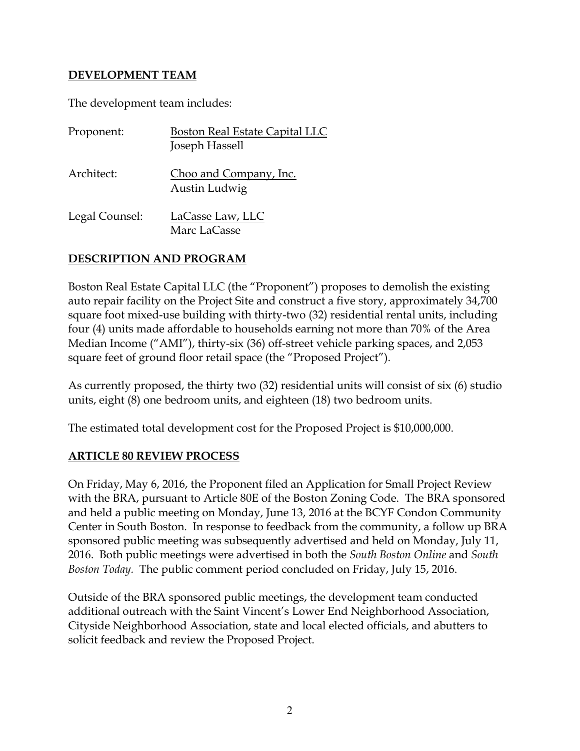## DEVELOPMENT TEAM

The development team includes:

| | |
|---|---|
| Proponent: | Boston Real Estate Capital LLC<br>Joseph Hassell |
| Architect: | Choo and Company, Inc.<br>Austin Ludwig |
| Legal Counsel: | LaCasse Law, LLC<br>Marc LaCasse |

## DESCRIPTION AND PROGRAM

Boston Real Estate Capital LLC (the "Proponent") proposes to demolish the existing auto repair facility on the Project Site and construct a five story, approximately 34,700 square foot mixed-use building with thirty-two (32) residential rental units, including four (4) units made affordable to households earning not more than 70% of the Area Median Income ("AMI"), thirty-six (36) off-street vehicle parking spaces, and 2,053 square feet of ground floor retail space (the "Proposed Project").

As currently proposed, the thirty two (32) residential units will consist of six (6) studio units, eight (8) one bedroom units, and eighteen (18) two bedroom units.

The estimated total development cost for the Proposed Project is $10,000,000.

## ARTICLE 80 REVIEW PROCESS

On Friday, May 6, 2016, the Proponent filed an Application for Small Project Review with the BRA, pursuant to Article 80E of the Boston Zoning Code. The BRA sponsored and held a public meeting on Monday, June 13, 2016 at the BCYF Condon Community Center in South Boston. In response to feedback from the community, a follow up BRA sponsored public meeting was subsequently advertised and held on Monday, July 11, 2016. Both public meetings were advertised in both the *South Boston Online* and *South Boston Today*. The public comment period concluded on Friday, July 15, 2016.

Outside of the BRA sponsored public meetings, the development team conducted additional outreach with the Saint Vincent's Lower End Neighborhood Association, Cityside Neighborhood Association, state and local elected officials, and abutters to solicit feedback and review the Proposed Project.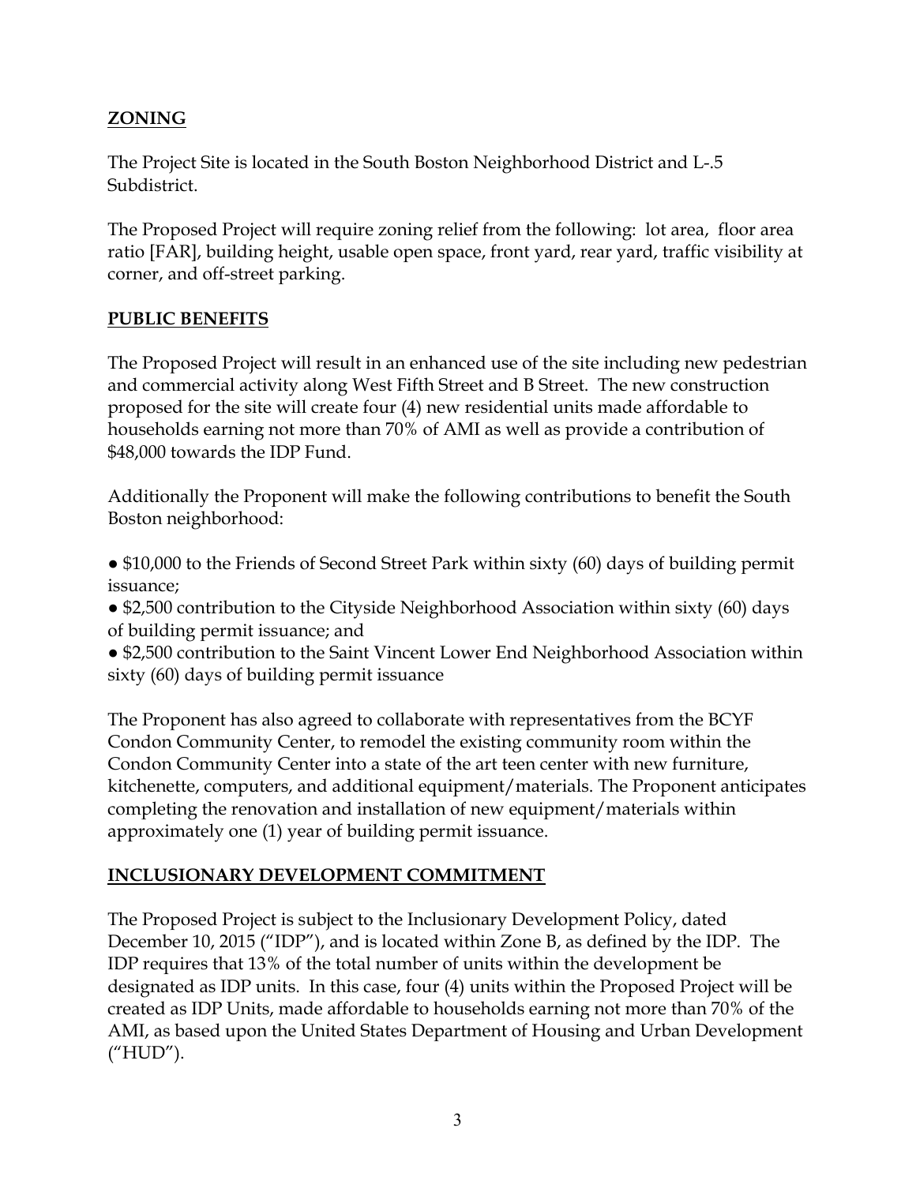## ZONING

The Project Site is located in the South Boston Neighborhood District and L-.5 Subdistrict.

The Proposed Project will require zoning relief from the following: lot area, floor area ratio [FAR], building height, usable open space, front yard, rear yard, traffic visibility at corner, and off-street parking.

## PUBLIC BENEFITS

The Proposed Project will result in an enhanced use of the site including new pedestrian and commercial activity along West Fifth Street and B Street. The new construction proposed for the site will create four (4) new residential units made affordable to households earning not more than 70% of AMI as well as provide a contribution of $48,000 towards the IDP Fund.

Additionally the Proponent will make the following contributions to benefit the South Boston neighborhood:

- $10,000 to the Friends of Second Street Park within sixty (60) days of building permit issuance;
- $2,500 contribution to the Cityside Neighborhood Association within sixty (60) days of building permit issuance; and
- $2,500 contribution to the Saint Vincent Lower End Neighborhood Association within sixty (60) days of building permit issuance

The Proponent has also agreed to collaborate with representatives from the BCYF Condon Community Center, to remodel the existing community room within the Condon Community Center into a state of the art teen center with new furniture, kitchenette, computers, and additional equipment/materials. The Proponent anticipates completing the renovation and installation of new equipment/materials within approximately one (1) year of building permit issuance.

## INCLUSIONARY DEVELOPMENT COMMITMENT

The Proposed Project is subject to the Inclusionary Development Policy, dated December 10, 2015 ("IDP"), and is located within Zone B, as defined by the IDP. The IDP requires that 13% of the total number of units within the development be designated as IDP units. In this case, four (4) units within the Proposed Project will be created as IDP Units, made affordable to households earning not more than 70% of the AMI, as based upon the United States Department of Housing and Urban Development ("HUD").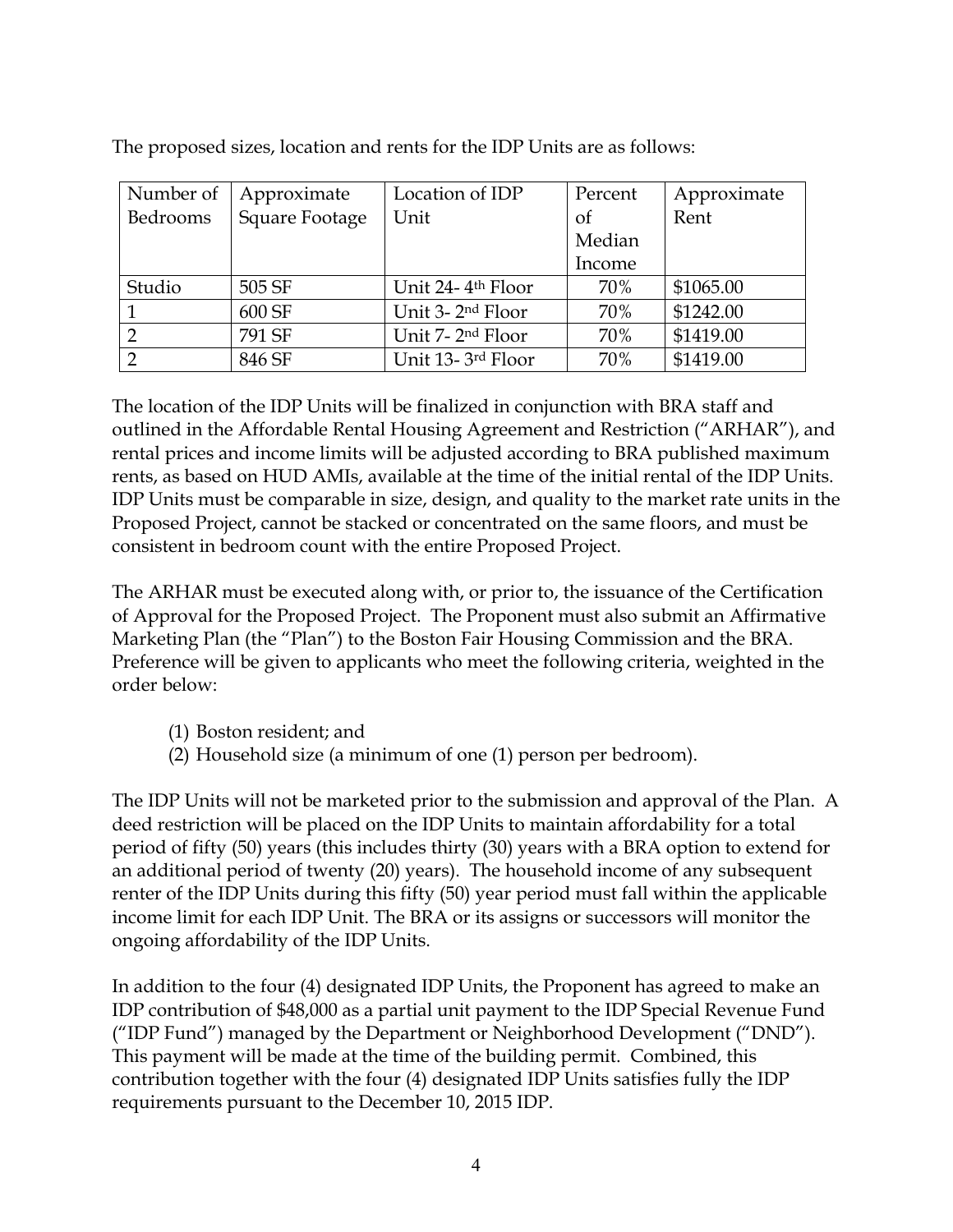The proposed sizes, location and rents for the IDP Units are as follows:

| Number of Bedrooms | Approximate Square Footage | Location of IDP Unit | Percent of Median Income | Approximate Rent |
|---|---|---|---|---|
| Studio | 505 SF | Unit 24- 4th Floor | 70% | $1065.00 |
| 1 | 600 SF | Unit 3- 2nd Floor | 70% | $1242.00 |
| 2 | 791 SF | Unit 7- 2nd Floor | 70% | $1419.00 |
| 2 | 846 SF | Unit 13- 3rd Floor | 70% | $1419.00 |

The location of the IDP Units will be finalized in conjunction with BRA staff and outlined in the Affordable Rental Housing Agreement and Restriction ("ARHAR"), and rental prices and income limits will be adjusted according to BRA published maximum rents, as based on HUD AMIs, available at the time of the initial rental of the IDP Units. IDP Units must be comparable in size, design, and quality to the market rate units in the Proposed Project, cannot be stacked or concentrated on the same floors, and must be consistent in bedroom count with the entire Proposed Project.

The ARHAR must be executed along with, or prior to, the issuance of the Certification of Approval for the Proposed Project. The Proponent must also submit an Affirmative Marketing Plan (the "Plan") to the Boston Fair Housing Commission and the BRA. Preference will be given to applicants who meet the following criteria, weighted in the order below:

(1) Boston resident; and
(2) Household size (a minimum of one (1) person per bedroom).

The IDP Units will not be marketed prior to the submission and approval of the Plan. A deed restriction will be placed on the IDP Units to maintain affordability for a total period of fifty (50) years (this includes thirty (30) years with a BRA option to extend for an additional period of twenty (20) years). The household income of any subsequent renter of the IDP Units during this fifty (50) year period must fall within the applicable income limit for each IDP Unit. The BRA or its assigns or successors will monitor the ongoing affordability of the IDP Units.

In addition to the four (4) designated IDP Units, the Proponent has agreed to make an IDP contribution of $48,000 as a partial unit payment to the IDP Special Revenue Fund ("IDP Fund") managed by the Department or Neighborhood Development ("DND"). This payment will be made at the time of the building permit. Combined, this contribution together with the four (4) designated IDP Units satisfies fully the IDP requirements pursuant to the December 10, 2015 IDP.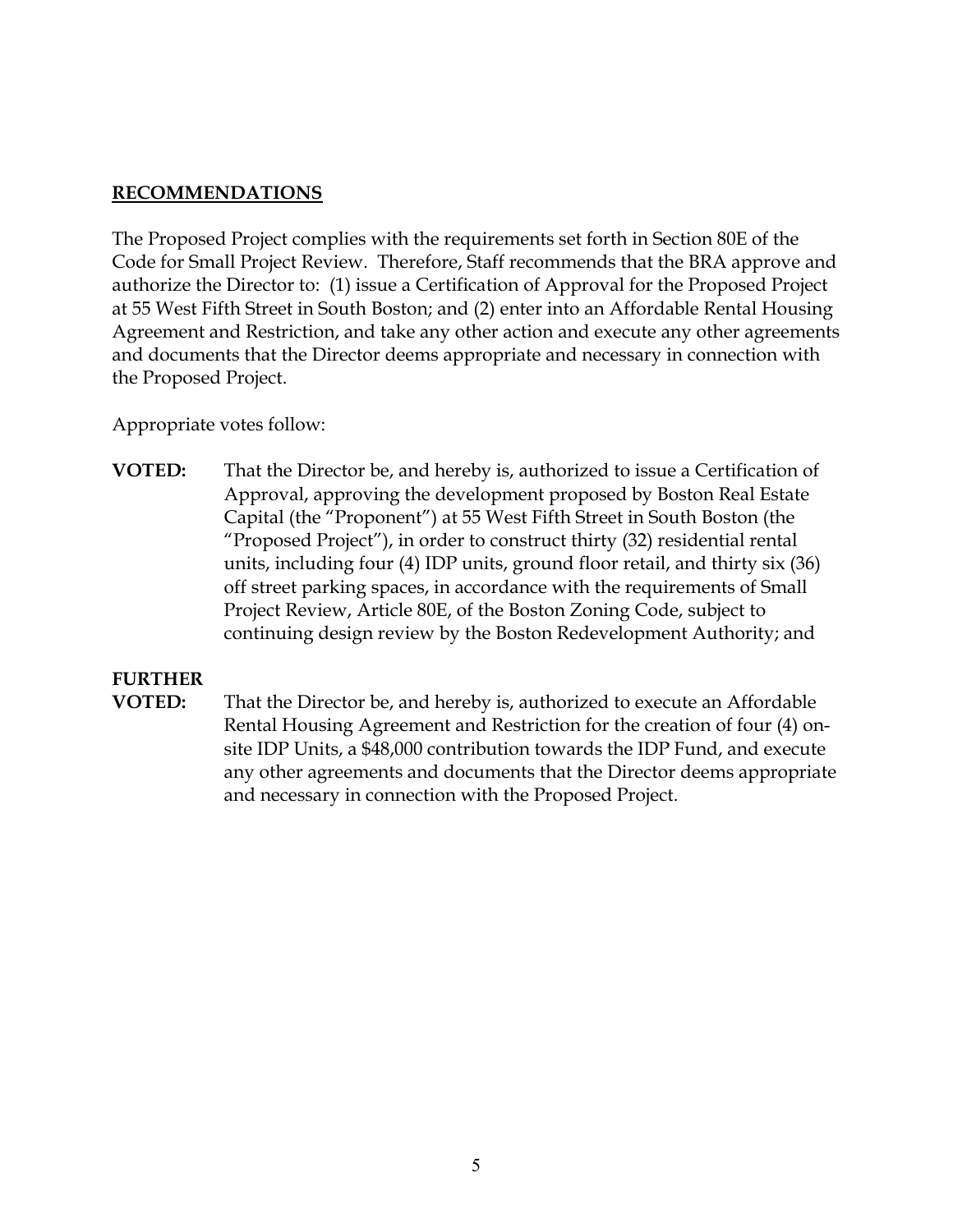## **RECOMMENDATIONS**

The Proposed Project complies with the requirements set forth in Section 80E of the Code for Small Project Review. Therefore, Staff recommends that the BRA approve and authorize the Director to: (1) issue a Certification of Approval for the Proposed Project at 55 West Fifth Street in South Boston; and (2) enter into an Affordable Rental Housing Agreement and Restriction, and take any other action and execute any other agreements and documents that the Director deems appropriate and necessary in connection with the Proposed Project.

Appropriate votes follow:

**VOTED:** That the Director be, and hereby is, authorized to issue a Certification of Approval, approving the development proposed by Boston Real Estate Capital (the "Proponent") at 55 West Fifth Street in South Boston (the "Proposed Project"), in order to construct thirty (32) residential rental units, including four (4) IDP units, ground floor retail, and thirty six (36) off street parking spaces, in accordance with the requirements of Small Project Review, Article 80E, of the Boston Zoning Code, subject to continuing design review by the Boston Redevelopment Authority; and

**FURTHER VOTED:** That the Director be, and hereby is, authorized to execute an Affordable Rental Housing Agreement and Restriction for the creation of four (4) on-site IDP Units, a $48,000 contribution towards the IDP Fund, and execute any other agreements and documents that the Director deems appropriate and necessary in connection with the Proposed Project.